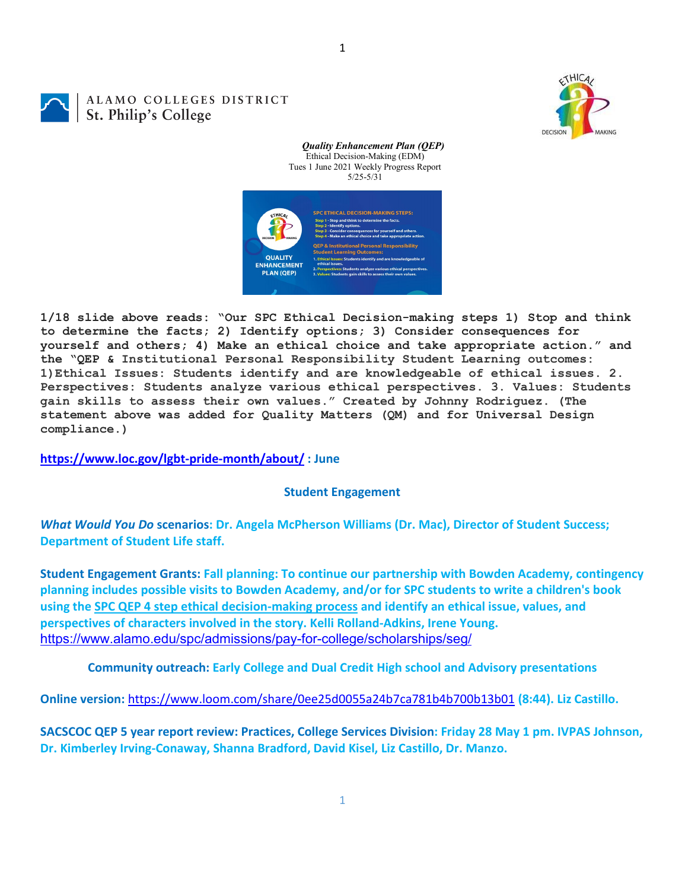ALAMO COLLEGES DISTRICT
St. Philip's College

***Quality Enhancement Plan (QEP)***
Ethical Decision-Making (EDM)
Tues 1 June 2021 Weekly Progress Report
5/25-5/31

**1/18 slide above reads: "Our SPC Ethical Decision-making steps 1) Stop and think to determine the facts; 2) Identify options; 3) Consider consequences for yourself and others; 4) Make an ethical choice and take appropriate action." and the "QEP & Institutional Personal Responsibility Student Learning outcomes: 1)Ethical Issues: Students identify and are knowledgeable of ethical issues. 2. Perspectives: Students analyze various ethical perspectives. 3. Values: Students gain skills to assess their own values." Created by Johnny Rodriguez. (The statement above was added for Quality Matters (QM) and for Universal Design compliance.)**

**https://www.loc.gov/lgbt-pride-month/about/ : June**

## Student Engagement

***What Would You Do* scenarios: Dr. Angela McPherson Williams (Dr. Mac), Director of Student Success; Department of Student Life staff.**

**Student Engagement Grants: Fall planning: To continue our partnership with Bowden Academy, contingency planning includes possible visits to Bowden Academy, and/or for SPC students to write a children's book using the SPC QEP 4 step ethical decision-making process and identify an ethical issue, values, and perspectives of characters involved in the story. Kelli Rolland-Adkins, Irene Young.**
https://www.alamo.edu/spc/admissions/pay-for-college/scholarships/seg/

**Community outreach: Early College and Dual Credit High school and Advisory presentations**

**Online version:** https://www.loom.com/share/0ee25d0055a24b7ca781b4b700b13b01 **(8:44). Liz Castillo.**

**SACSCOC QEP 5 year report review: Practices, College Services Division: Friday 28 May 1 pm. IVPAS Johnson, Dr. Kimberley Irving-Conaway, Shanna Bradford, David Kisel, Liz Castillo, Dr. Manzo.**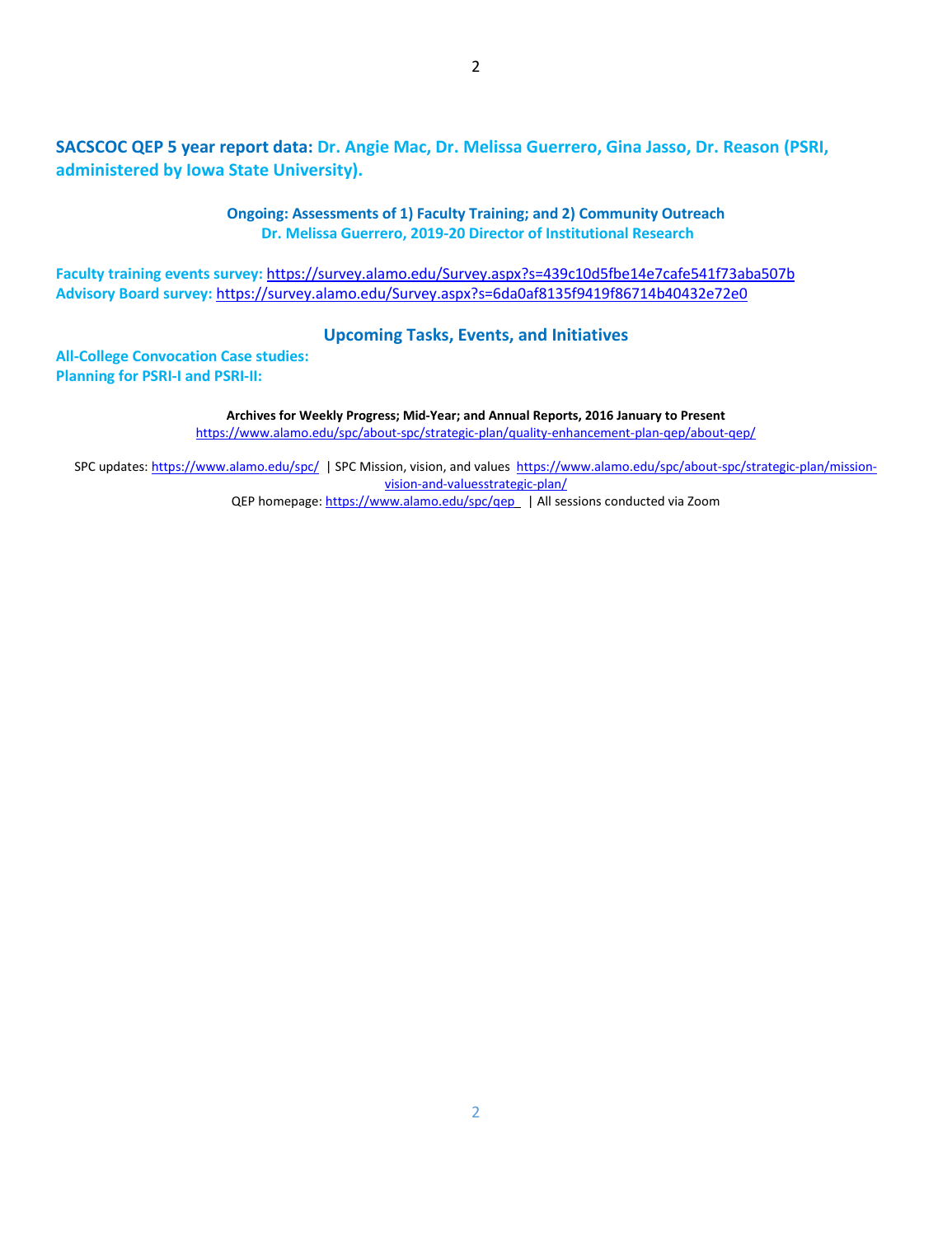**SACSCOC QEP 5 year report data:** Dr. Angie Mac, Dr. Melissa Guerrero, Gina Jasso, Dr. Reason (PSRI, administered by Iowa State University).

**Ongoing: Assessments of 1) Faculty Training; and 2) Community Outreach**
**Dr. Melissa Guerrero, 2019-20 Director of Institutional Research**

**Faculty training events survey:** https://survey.alamo.edu/Survey.aspx?s=439c10d5fbe14e7cafe541f73aba507b
**Advisory Board survey:** https://survey.alamo.edu/Survey.aspx?s=6da0af8135f9419f86714b40432e72e0

## Upcoming Tasks, Events, and Initiatives

**All-College Convocation Case studies:**
**Planning for PSRI-I and PSRI-II:**

**Archives for Weekly Progress; Mid-Year; and Annual Reports, 2016 January to Present**
https://www.alamo.edu/spc/about-spc/strategic-plan/quality-enhancement-plan-qep/about-qep/

SPC updates: https://www.alamo.edu/spc/ | SPC Mission, vision, and values https://www.alamo.edu/spc/about-spc/strategic-plan/mission-vision-and-valuesstrategic-plan/
QEP homepage: https://www.alamo.edu/spc/qep | All sessions conducted via Zoom